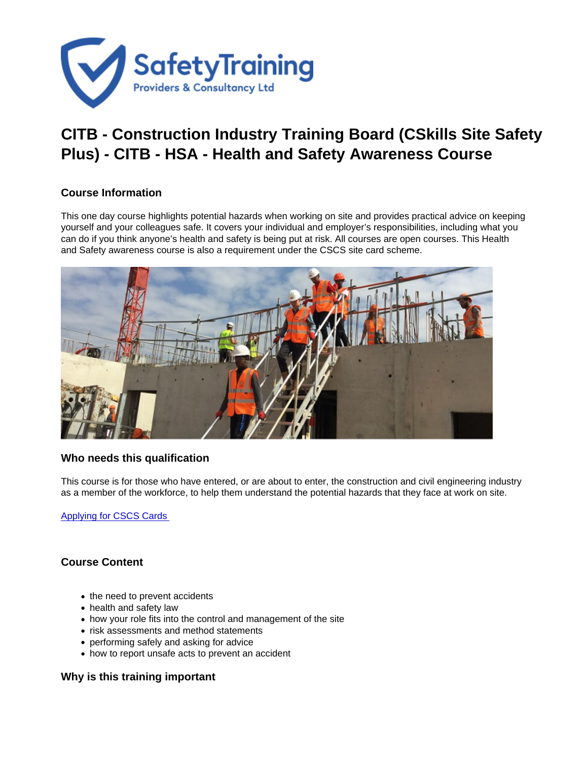# CITB - Construction Industry Training Board (CSkills Site Safety Plus) - CITB - HSA - Health and Safety Awareness Course

## Course Information

This one day course highlights potential hazards when working on site and provides practical advice on keeping yourself and your colleagues safe. It covers your individual and employer's responsibilities, including what you can do if you think anyone's health and safety is being put at risk. All courses are open courses. This Health and Safety awareness course is also a requirement under the CSCS site card scheme.

## Who needs this qualification

This course is for those who have entered, or are about to enter, the construction and civil engineering industry as a member of the workforce, to help them understand the potential hazards that they face at work on site.

[Applying for CSCS Cards](#)

## Course Content

- the need to prevent accidents
- health and safety law
- how your role fits into the control and management of the site
- risk assessments and method statements
- performing safely and asking for advice
- how to report unsafe acts to prevent an accident

## Why is this training important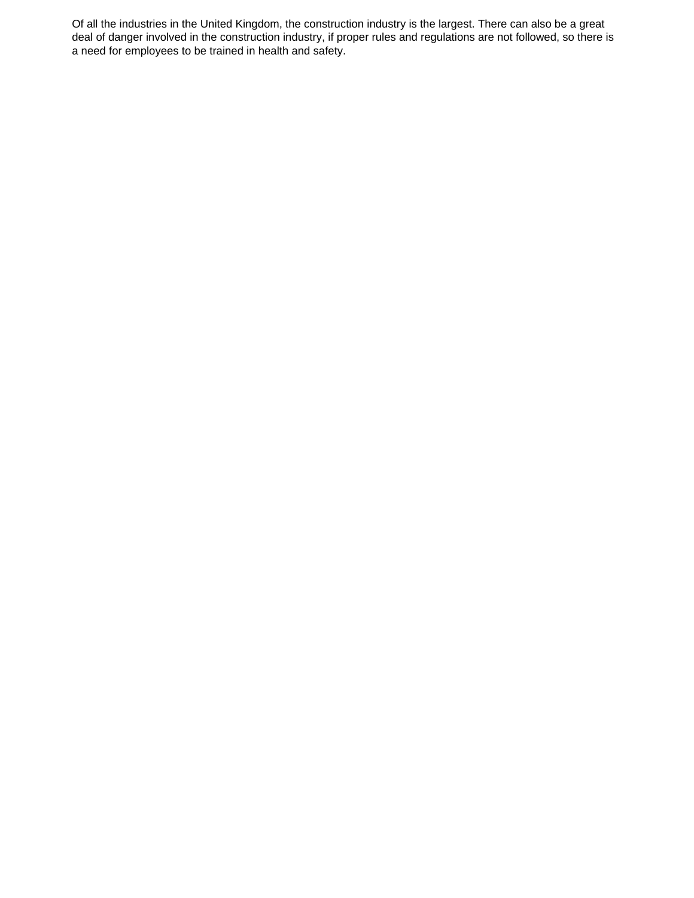Of all the industries in the United Kingdom, the construction industry is the largest. There can also be a great deal of danger involved in the construction industry, if proper rules and regulations are not followed, so there is a need for employees to be trained in health and safety.